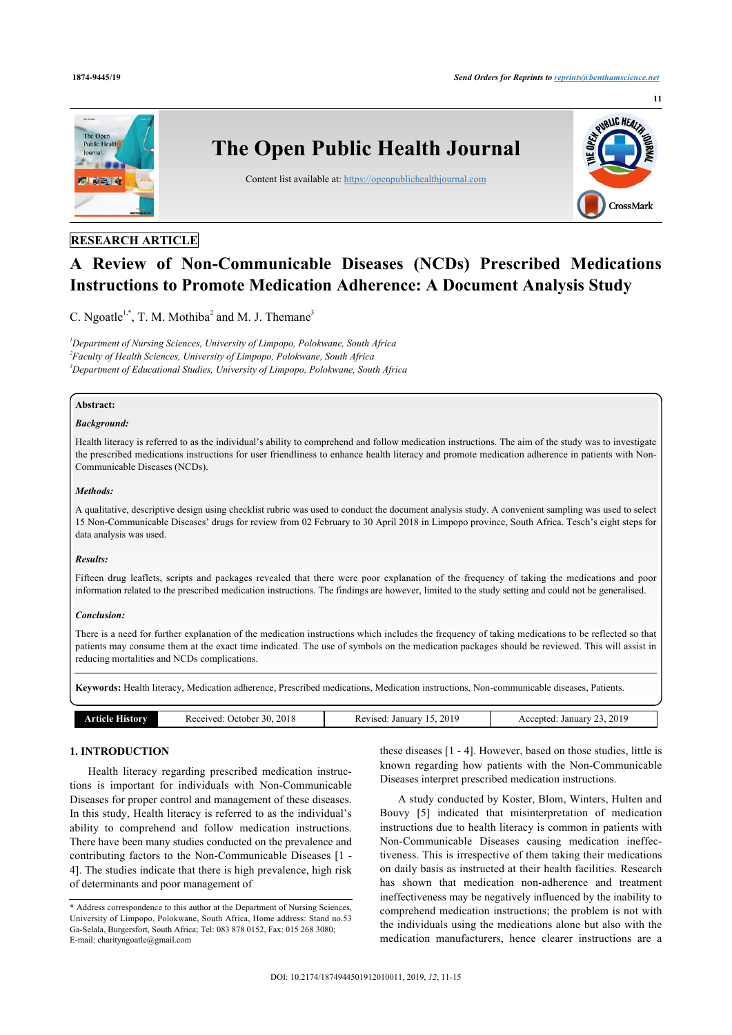RESEARCH ARTICLE

# A Review of Non-Communicable Diseases (NCDs) Prescribed Medications Instructions to Promote Medication Adherence: A Document Analysis Study

C. Ngoatle[1,*], T. M. Mothiba[2] and M. J. Themane[3]

[1]*Department of Nursing Sciences, University of Limpopo, Polokwane, South Africa*
[2]*Faculty of Health Sciences, University of Limpopo, Polokwane, South Africa*
[3]*Department of Educational Studies, University of Limpopo, Polokwane, South Africa*

**Abstract:**

***Background:***

Health literacy is referred to as the individual's ability to comprehend and follow medication instructions. The aim of the study was to investigate the prescribed medications instructions for user friendliness to enhance health literacy and promote medication adherence in patients with Non-Communicable Diseases (NCDs).

***Methods:***

A qualitative, descriptive design using checklist rubric was used to conduct the document analysis study. A convenient sampling was used to select 15 Non-Communicable Diseases' drugs for review from 02 February to 30 April 2018 in Limpopo province, South Africa. Tesch's eight steps for data analysis was used.

***Results:***

Fifteen drug leaflets, scripts and packages revealed that there were poor explanation of the frequency of taking the medications and poor information related to the prescribed medication instructions. The findings are however, limited to the study setting and could not be generalised.

***Conclusion:***

There is a need for further explanation of the medication instructions which includes the frequency of taking medications to be reflected so that patients may consume them at the exact time indicated. The use of symbols on the medication packages should be reviewed. This will assist in reducing mortalities and NCDs complications.

**Keywords:** Health literacy, Medication adherence, Prescribed medications, Medication instructions, Non-communicable diseases, Patients.

| Article History | Received: October 30, 2018 | Revised: January 15, 2019 | Accepted: January 23, 2019 |
|---|---|---|---|

## 1. INTRODUCTION

Health literacy regarding prescribed medication instructions is important for individuals with Non-Communicable Diseases for proper control and management of these diseases. In this study, Health literacy is referred to the individual's ability to comprehend and follow medication instructions. There have been many studies conducted on the prevalence and contributing factors to the Non-Communicable Diseases [1 - 4]. The studies indicate that there is high prevalence, high risk of determinants and poor management of these diseases [1 - 4]. However, based on those studies, little is known regarding how patients with the Non-Communicable Diseases interpret prescribed medication instructions.

A study conducted by Koster, Blom, Winters, Hulten and Bouvy [5] indicated that misinterpretation of medication instructions due to health literacy is common in patients with Non-Communicable Diseases causing medication ineffectiveness. This is irrespective of them taking their medications on daily basis as instructed at their health facilities. Research has shown that medication non-adherence and treatment ineffectiveness may be negatively influenced by the inability to comprehend medication instructions; the problem is not with the individuals using the medications alone but also with the medication manufacturers, hence clearer instructions are a

* Address correspondence to this author at the Department of Nursing Sciences, University of Limpopo, Polokwane, South Africa, Home address: Stand no.53 Ga-Selala, Burgersfort, South Africa; Tel: 083 878 0152, Fax: 015 268 3080; E-mail: charityngoatle@gmail.com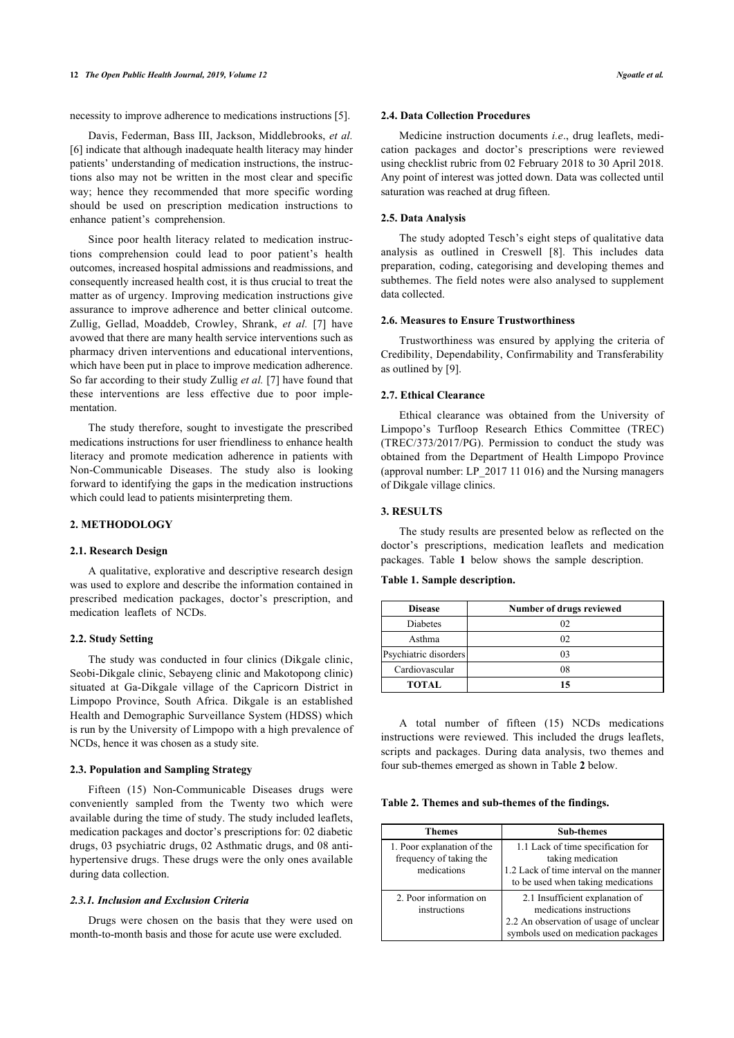necessity to improve adherence to medications instructions [5].

Davis, Federman, Bass III, Jackson, Middlebrooks, *et al.* [6] indicate that although inadequate health literacy may hinder patients' understanding of medication instructions, the instructions also may not be written in the most clear and specific way; hence they recommended that more specific wording should be used on prescription medication instructions to enhance patient's comprehension.

Since poor health literacy related to medication instructions comprehension could lead to poor patient's health outcomes, increased hospital admissions and readmissions, and consequently increased health cost, it is thus crucial to treat the matter as of urgency. Improving medication instructions give assurance to improve adherence and better clinical outcome. Zullig, Gellad, Moaddeb, Crowley, Shrank, *et al.* [7] have avowed that there are many health service interventions such as pharmacy driven interventions and educational interventions, which have been put in place to improve medication adherence. So far according to their study Zullig *et al.* [7] have found that these interventions are less effective due to poor implementation.

The study therefore, sought to investigate the prescribed medications instructions for user friendliness to enhance health literacy and promote medication adherence in patients with Non-Communicable Diseases. The study also is looking forward to identifying the gaps in the medication instructions which could lead to patients misinterpreting them.

## 2. METHODOLOGY

### 2.1. Research Design

A qualitative, explorative and descriptive research design was used to explore and describe the information contained in prescribed medication packages, doctor's prescription, and medication leaflets of NCDs.

### 2.2. Study Setting

The study was conducted in four clinics (Dikgale clinic, Seobi-Dikgale clinic, Sebayeng clinic and Makotopong clinic) situated at Ga-Dikgale village of the Capricorn District in Limpopo Province, South Africa. Dikgale is an established Health and Demographic Surveillance System (HDSS) which is run by the University of Limpopo with a high prevalence of NCDs, hence it was chosen as a study site.

### 2.3. Population and Sampling Strategy

Fifteen (15) Non-Communicable Diseases drugs were conveniently sampled from the Twenty two which were available during the time of study. The study included leaflets, medication packages and doctor's prescriptions for: 02 diabetic drugs, 03 psychiatric drugs, 02 Asthmatic drugs, and 08 anti-hypertensive drugs. These drugs were the only ones available during data collection.

#### *2.3.1. Inclusion and Exclusion Criteria*

Drugs were chosen on the basis that they were used on month-to-month basis and those for acute use were excluded.

### 2.4. Data Collection Procedures

Medicine instruction documents *i.e*., drug leaflets, medication packages and doctor's prescriptions were reviewed using checklist rubric from 02 February 2018 to 30 April 2018. Any point of interest was jotted down. Data was collected until saturation was reached at drug fifteen.

### 2.5. Data Analysis

The study adopted Tesch's eight steps of qualitative data analysis as outlined in Creswell [8]. This includes data preparation, coding, categorising and developing themes and subthemes. The field notes were also analysed to supplement data collected.

### 2.6. Measures to Ensure Trustworthiness

Trustworthiness was ensured by applying the criteria of Credibility, Dependability, Confirmability and Transferability as outlined by [9].

### 2.7. Ethical Clearance

Ethical clearance was obtained from the University of Limpopo's Turfloop Research Ethics Committee (TREC) (TREC/373/2017/PG). Permission to conduct the study was obtained from the Department of Health Limpopo Province (approval number: LP_2017 11 016) and the Nursing managers of Dikgale village clinics.

## 3. RESULTS

The study results are presented below as reflected on the doctor's prescriptions, medication leaflets and medication packages. Table **1** below shows the sample description.

**Table 1. Sample description.**

| Disease | Number of drugs reviewed |
|---|---|
| Diabetes | 02 |
| Asthma | 02 |
| Psychiatric disorders | 03 |
| Cardiovascular | 08 |
| **TOTAL** | **15** |

A total number of fifteen (15) NCDs medications instructions were reviewed. This included the drugs leaflets, scripts and packages. During data analysis, two themes and four sub-themes emerged as shown in Table **2** below.

**Table 2. Themes and sub-themes of the findings.**

| Themes | Sub-themes |
|---|---|
| 1. Poor explanation of the frequency of taking the medications | 1.1 Lack of time specification for taking medication<br>1.2 Lack of time interval on the manner to be used when taking medications |
| 2. Poor information on instructions | 2.1 Insufficient explanation of medications instructions<br>2.2 An observation of usage of unclear symbols used on medication packages |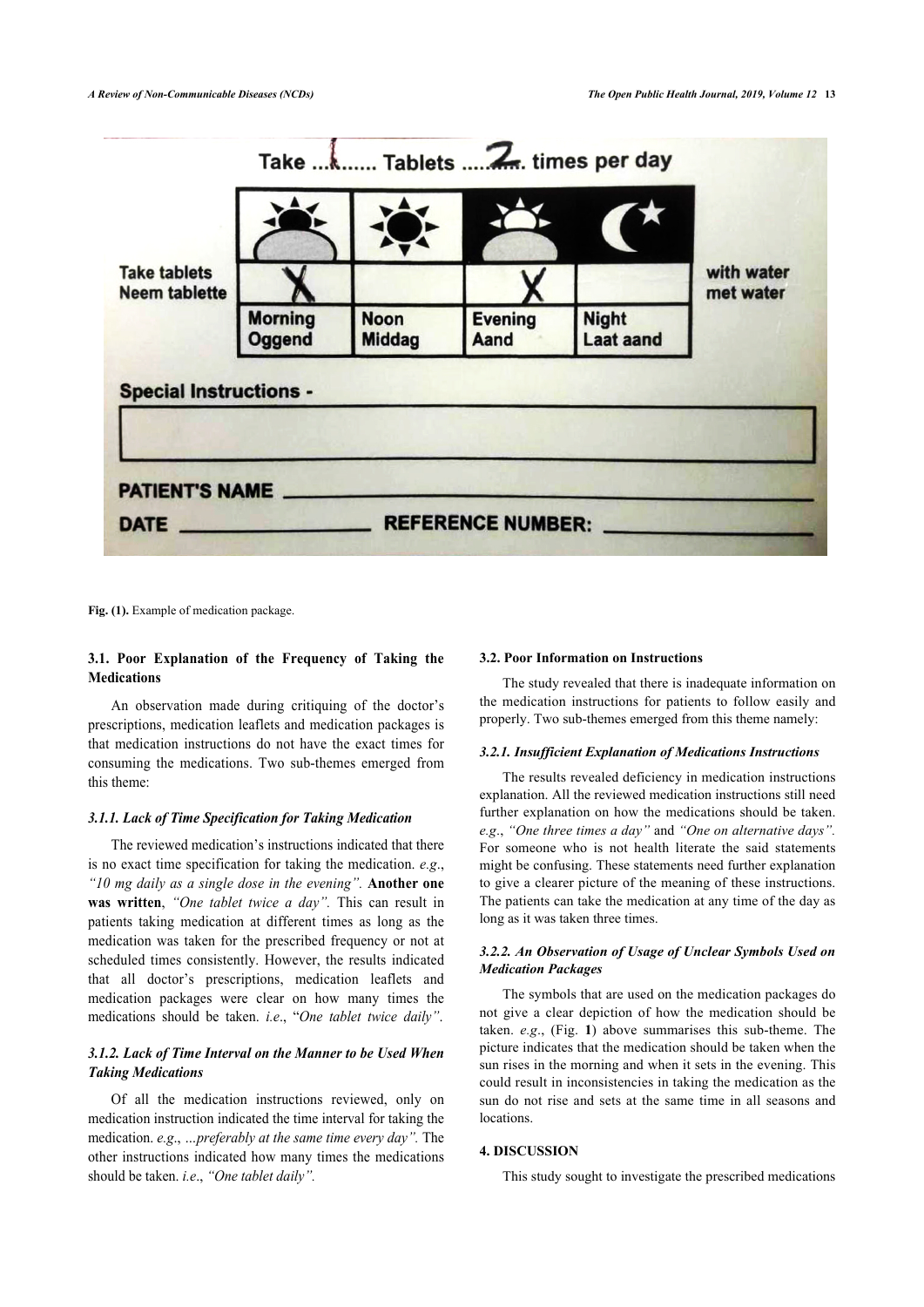**Fig. (1).** Example of medication package.

### 3.1. Poor Explanation of the Frequency of Taking the Medications

An observation made during critiquing of the doctor's prescriptions, medication leaflets and medication packages is that medication instructions do not have the exact times for consuming the medications. Two sub-themes emerged from this theme:

#### *3.1.1. Lack of Time Specification for Taking Medication*

The reviewed medication's instructions indicated that there is no exact time specification for taking the medication. *e.g*., *"10 mg daily as a single dose in the evening"*. **Another one was written**, *"One tablet twice a day"*. This can result in patients taking medication at different times as long as the medication was taken for the prescribed frequency or not at scheduled times consistently. However, the results indicated that all doctor's prescriptions, medication leaflets and medication packages were clear on how many times the medications should be taken. *i.e*., "*One tablet twice daily"*.

#### *3.1.2. Lack of Time Interval on the Manner to be Used When Taking Medications*

Of all the medication instructions reviewed, only on medication instruction indicated the time interval for taking the medication. *e.g*., *...preferably at the same time every day"*. The other instructions indicated how many times the medications should be taken. *i.e*., *"One tablet daily"*.

### 3.2. Poor Information on Instructions

The study revealed that there is inadequate information on the medication instructions for patients to follow easily and properly. Two sub-themes emerged from this theme namely:

#### *3.2.1. Insufficient Explanation of Medications Instructions*

The results revealed deficiency in medication instructions explanation. All the reviewed medication instructions still need further explanation on how the medications should be taken. *e.g*., *"One three times a day"* and *"One on alternative days"*. For someone who is not health literate the said statements might be confusing. These statements need further explanation to give a clearer picture of the meaning of these instructions. The patients can take the medication at any time of the day as long as it was taken three times.

#### *3.2.2. An Observation of Usage of Unclear Symbols Used on Medication Packages*

The symbols that are used on the medication packages do not give a clear depiction of how the medication should be taken. *e.g*., (Fig. **1**) above summarises this sub-theme. The picture indicates that the medication should be taken when the sun rises in the morning and when it sets in the evening. This could result in inconsistencies in taking the medication as the sun do not rise and sets at the same time in all seasons and locations.

## 4. DISCUSSION

This study sought to investigate the prescribed medications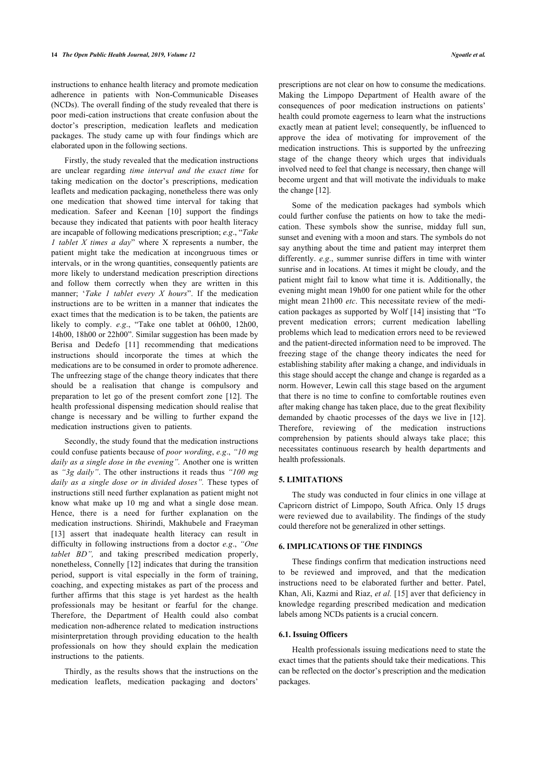instructions to enhance health literacy and promote medication adherence in patients with Non-Communicable Diseases (NCDs). The overall finding of the study revealed that there is poor medi-cation instructions that create confusion about the doctor's prescription, medication leaflets and medication packages. The study came up with four findings which are elaborated upon in the following sections.

Firstly, the study revealed that the medication instructions are unclear regarding *time interval and the exact time* for taking medication on the doctor's prescriptions, medication leaflets and medication packaging, nonetheless there was only one medication that showed time interval for taking that medication. Safeer and Keenan [10] support the findings because they indicated that patients with poor health literacy are incapable of following medications prescription; *e.g*., "*Take 1 tablet X times a day*" where X represents a number, the patient might take the medication at incongruous times or intervals, or in the wrong quantities, consequently patients are more likely to understand medication prescription directions and follow them correctly when they are written in this manner; '*Take 1 tablet every X hours*". If the medication instructions are to be written in a manner that indicates the exact times that the medication is to be taken, the patients are likely to comply. *e.g*., "Take one tablet at 06h00, 12h00, 14h00, 18h00 or 22h00". Similar suggestion has been made by Berisa and Dedefo [11] recommending that medications instructions should incorporate the times at which the medications are to be consumed in order to promote adherence. The unfreezing stage of the change theory indicates that there should be a realisation that change is compulsory and preparation to let go of the present comfort zone [12]. The health professional dispensing medication should realise that change is necessary and be willing to further expand the medication instructions given to patients.

Secondly, the study found that the medication instructions could confuse patients because of *poor wording*, *e.g*., *"10 mg daily as a single dose in the evening".* Another one is written as *"3g daily"*. The other instructions it reads thus *"100 mg daily as a single dose or in divided doses".* These types of instructions still need further explanation as patient might not know what make up 10 mg and what a single dose mean. Hence, there is a need for further explanation on the medication instructions. Shirindi, Makhubele and Fraeyman [13] assert that inadequate health literacy can result in difficulty in following instructions from a doctor *e.g*., *"One tablet BD",* and taking prescribed medication properly, nonetheless, Connelly [12] indicates that during the transition period, support is vital especially in the form of training, coaching, and expecting mistakes as part of the process and further affirms that this stage is yet hardest as the health professionals may be hesitant or fearful for the change. Therefore, the Department of Health could also combat medication non-adherence related to medication instructions misinterpretation through providing education to the health professionals on how they should explain the medication instructions to the patients.

Thirdly, as the results shows that the instructions on the medication leaflets, medication packaging and doctors' prescriptions are not clear on how to consume the medications. Making the Limpopo Department of Health aware of the consequences of poor medication instructions on patients' health could promote eagerness to learn what the instructions exactly mean at patient level; consequently, be influenced to approve the idea of motivating for improvement of the medication instructions. This is supported by the unfreezing stage of the change theory which urges that individuals involved need to feel that change is necessary, then change will become urgent and that will motivate the individuals to make the change [12].

Some of the medication packages had symbols which could further confuse the patients on how to take the medi-cation. These symbols show the sunrise, midday full sun, sunset and evening with a moon and stars. The symbols do not say anything about the time and patient may interpret them differently. *e.g*., summer sunrise differs in time with winter sunrise and in locations. At times it might be cloudy, and the patient might fail to know what time it is. Additionally, the evening might mean 19h00 for one patient while for the other might mean 21h00 *etc*. This necessitate review of the medi-cation packages as supported by Wolf [14] insisting that "To prevent medication errors; current medication labelling problems which lead to medication errors need to be reviewed and the patient-directed information need to be improved. The freezing stage of the change theory indicates the need for establishing stability after making a change, and individuals in this stage should accept the change and change is regarded as a norm. However, Lewin call this stage based on the argument that there is no time to confine to comfortable routines even after making change has taken place, due to the great flexibility demanded by chaotic processes of the days we live in [12]. Therefore, reviewing of the medication instructions comprehension by patients should always take place; this necessitates continuous research by health departments and health professionals.

## 5. LIMITATIONS

The study was conducted in four clinics in one village at Capricorn district of Limpopo, South Africa. Only 15 drugs were reviewed due to availability. The findings of the study could therefore not be generalized in other settings.

## 6. IMPLICATIONS OF THE FINDINGS

These findings confirm that medication instructions need to be reviewed and improved, and that the medication instructions need to be elaborated further and better. Patel, Khan, Ali, Kazmi and Riaz, *et al.* [15] aver that deficiency in knowledge regarding prescribed medication and medication labels among NCDs patients is a crucial concern.

### 6.1. Issuing Officers

Health professionals issuing medications need to state the exact times that the patients should take their medications. This can be reflected on the doctor's prescription and the medication packages.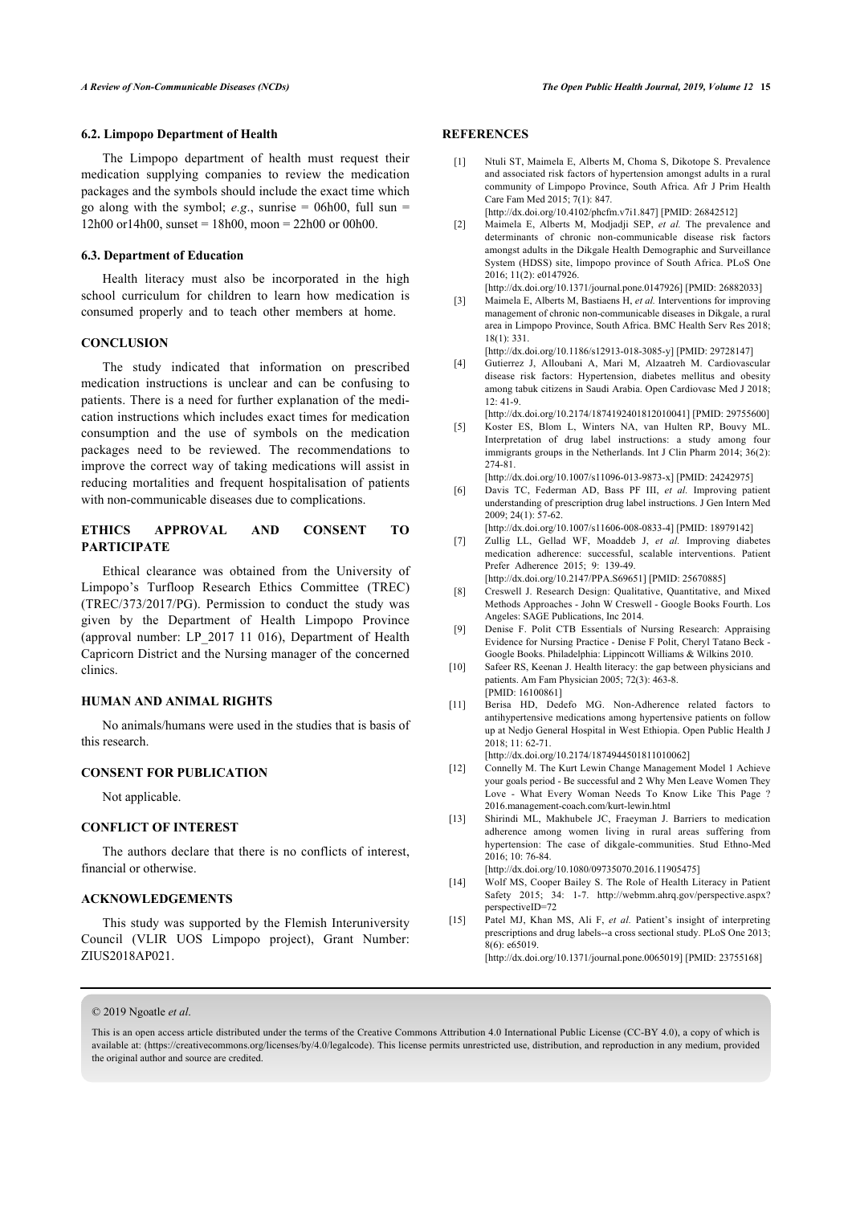### 6.2. Limpopo Department of Health

The Limpopo department of health must request their medication supplying companies to review the medication packages and the symbols should include the exact time which go along with the symbol; *e.g*., sunrise = 06h00, full sun = 12h00 or14h00, sunset = 18h00, moon = 22h00 or 00h00.

### 6.3. Department of Education

Health literacy must also be incorporated in the high school curriculum for children to learn how medication is consumed properly and to teach other members at home.

## CONCLUSION

The study indicated that information on prescribed medication instructions is unclear and can be confusing to patients. There is a need for further explanation of the medication instructions which includes exact times for medication consumption and the use of symbols on the medication packages need to be reviewed. The recommendations to improve the correct way of taking medications will assist in reducing mortalities and frequent hospitalisation of patients with non-communicable diseases due to complications.

## ETHICS APPROVAL AND CONSENT TO PARTICIPATE

Ethical clearance was obtained from the University of Limpopo's Turfloop Research Ethics Committee (TREC) (TREC/373/2017/PG). Permission to conduct the study was given by the Department of Health Limpopo Province (approval number: LP_2017 11 016), Department of Health Capricorn District and the Nursing manager of the concerned clinics.

## HUMAN AND ANIMAL RIGHTS

No animals/humans were used in the studies that is basis of this research.

## CONSENT FOR PUBLICATION

Not applicable.

## CONFLICT OF INTEREST

The authors declare that there is no conflicts of interest, financial or otherwise.

## ACKNOWLEDGEMENTS

This study was supported by the Flemish Interuniversity Council (VLIR UOS Limpopo project), Grant Number: ZIUS2018AP021.

## REFERENCES

[1] Ntuli ST, Maimela E, Alberts M, Choma S, Dikotope S. Prevalence and associated risk factors of hypertension amongst adults in a rural community of Limpopo Province, South Africa. Afr J Prim Health Care Fam Med 2015; 7(1): 847. [http://dx.doi.org/10.4102/phcfm.v7i1.847] [PMID: 26842512]

[2] Maimela E, Alberts M, Modjadji SEP, *et al.* The prevalence and determinants of chronic non-communicable disease risk factors amongst adults in the Dikgale Health Demographic and Surveillance System (HDSS) site, limpopo province of South Africa. PLoS One 2016; 11(2): e0147926. [http://dx.doi.org/10.1371/journal.pone.0147926] [PMID: 26882033]

[3] Maimela E, Alberts M, Bastiaens H, *et al.* Interventions for improving management of chronic non-communicable diseases in Dikgale, a rural area in Limpopo Province, South Africa. BMC Health Serv Res 2018; 18(1): 331. [http://dx.doi.org/10.1186/s12913-018-3085-y] [PMID: 29728147]

[4] Gutierrez J, Alloubani A, Mari M, Alzaatreh M. Cardiovascular disease risk factors: Hypertension, diabetes mellitus and obesity among tabuk citizens in Saudi Arabia. Open Cardiovasc Med J 2018; 12: 41-9. [http://dx.doi.org/10.2174/1874192401812010041] [PMID: 29755600]

[5] Koster ES, Blom L, Winters NA, van Hulten RP, Bouvy ML. Interpretation of drug label instructions: a study among four immigrants groups in the Netherlands. Int J Clin Pharm 2014; 36(2): 274-81. [http://dx.doi.org/10.1007/s11096-013-9873-x] [PMID: 24242975]

[6] Davis TC, Federman AD, Bass PF III, *et al.* Improving patient understanding of prescription drug label instructions. J Gen Intern Med 2009; 24(1): 57-62. [http://dx.doi.org/10.1007/s11606-008-0833-4] [PMID: 18979142]

[7] Zullig LL, Gellad WF, Moaddeb J, *et al.* Improving diabetes medication adherence: successful, scalable interventions. Patient Prefer Adherence 2015; 9: 139-49. [http://dx.doi.org/10.2147/PPA.S69651] [PMID: 25670885]

[8] Creswell J. Research Design: Qualitative, Quantitative, and Mixed Methods Approaches - John W Creswell - Google Books Fourth. Los Angeles: SAGE Publications, Inc 2014.

[9] Denise F. Polit CTB Essentials of Nursing Research: Appraising Evidence for Nursing Practice - Denise F Polit, Cheryl Tatano Beck - Google Books. Philadelphia: Lippincott Williams & Wilkins 2010.

[10] Safeer RS, Keenan J. Health literacy: the gap between physicians and patients. Am Fam Physician 2005; 72(3): 463-8. [PMID: 16100861]

[11] Berisa HD, Dedefo MG. Non-Adherence related factors to antihypertensive medications among hypertensive patients on follow up at Nedjo General Hospital in West Ethiopia. Open Public Health J 2018; 11: 62-71. [http://dx.doi.org/10.2174/1874944501811010062]

[12] Connelly M. The Kurt Lewin Change Management Model 1 Achieve your goals period - Be successful and 2 Why Men Leave Women They Love - What Every Woman Needs To Know Like This Page ? 2016.management-coach.com/kurt-lewin.html

[13] Shirindi ML, Makhubele JC, Fraeyman J. Barriers to medication adherence among women living in rural areas suffering from hypertension: The case of dikgale-communities. Stud Ethno-Med 2016; 10: 76-84. [http://dx.doi.org/10.1080/09735070.2016.11905475]

[14] Wolf MS, Cooper Bailey S. The Role of Health Literacy in Patient Safety 2015; 34: 1-7. http://webmm.ahrq.gov/perspective.aspx?perspectiveID=72

[15] Patel MJ, Khan MS, Ali F, *et al.* Patient's insight of interpreting prescriptions and drug labels--a cross sectional study. PLoS One 2013; 8(6): e65019. [http://dx.doi.org/10.1371/journal.pone.0065019] [PMID: 23755168]

© 2019 Ngoatle *et al*.

This is an open access article distributed under the terms of the Creative Commons Attribution 4.0 International Public License (CC-BY 4.0), a copy of which is available at: (https://creativecommons.org/licenses/by/4.0/legalcode). This license permits unrestricted use, distribution, and reproduction in any medium, provided the original author and source are credited.